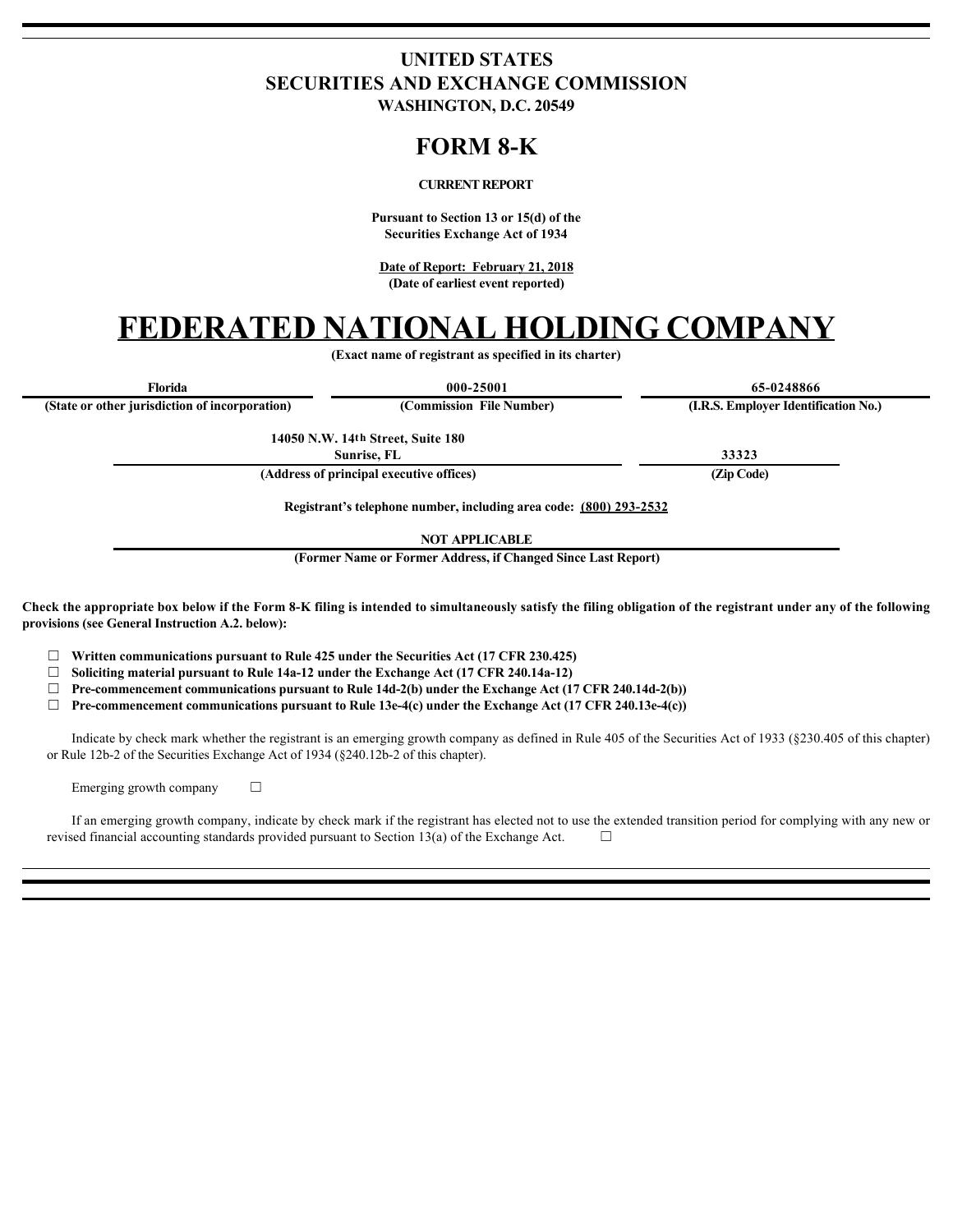# UNITED STATES
# SECURITIES AND EXCHANGE COMMISSION
**WASHINGTON, D.C. 20549**

# FORM 8-K

**CURRENT REPORT**

**Pursuant to Section 13 or 15(d) of the Securities Exchange Act of 1934**

**Date of Report: February 21, 2018**
**(Date of earliest event reported)**

# FEDERATED NATIONAL HOLDING COMPANY

**(Exact name of registrant as specified in its charter)**

| Florida | 000-25001 | 65-0248866 |
| --- | --- | --- |
| (State or other jurisdiction of incorporation) | (Commission File Number) | (I.R.S. Employer Identification No.) |

| 14050 N.W. 14th Street, Suite 180<br>Sunrise, FL | 33323 |
| --- | --- |
| (Address of principal executive offices) | (Zip Code) |

**Registrant's telephone number, including area code: (800) 293-2532**

**NOT APPLICABLE**
**(Former Name or Former Address, if Changed Since Last Report)**

**Check the appropriate box below if the Form 8-K filing is intended to simultaneously satisfy the filing obligation of the registrant under any of the following provisions (see General Instruction A.2. below):**

☐ **Written communications pursuant to Rule 425 under the Securities Act (17 CFR 230.425)**
☐ **Soliciting material pursuant to Rule 14a-12 under the Exchange Act (17 CFR 240.14a-12)**
☐ **Pre-commencement communications pursuant to Rule 14d-2(b) under the Exchange Act (17 CFR 240.14d-2(b))**
☐ **Pre-commencement communications pursuant to Rule 13e-4(c) under the Exchange Act (17 CFR 240.13e-4(c))**

Indicate by check mark whether the registrant is an emerging growth company as defined in Rule 405 of the Securities Act of 1933 (§230.405 of this chapter) or Rule 12b-2 of the Securities Exchange Act of 1934 (§240.12b-2 of this chapter).

Emerging growth company ☐

If an emerging growth company, indicate by check mark if the registrant has elected not to use the extended transition period for complying with any new or revised financial accounting standards provided pursuant to Section 13(a) of the Exchange Act. ☐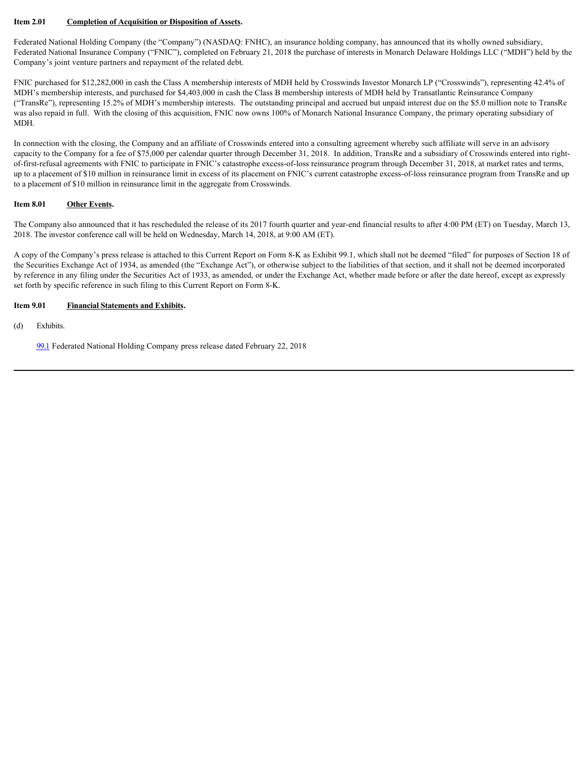**Item 2.01 Completion of Acquisition or Disposition of Assets.**

Federated National Holding Company (the "Company") (NASDAQ: FNHC), an insurance holding company, has announced that its wholly owned subsidiary, Federated National Insurance Company ("FNIC"), completed on February 21, 2018 the purchase of interests in Monarch Delaware Holdings LLC ("MDH") held by the Company's joint venture partners and repayment of the related debt.

FNIC purchased for $12,282,000 in cash the Class A membership interests of MDH held by Crosswinds Investor Monarch LP ("Crosswinds"), representing 42.4% of MDH's membership interests, and purchased for $4,403,000 in cash the Class B membership interests of MDH held by Transatlantic Reinsurance Company ("TransRe"), representing 15.2% of MDH's membership interests. The outstanding principal and accrued but unpaid interest due on the $5.0 million note to TransRe was also repaid in full. With the closing of this acquisition, FNIC now owns 100% of Monarch National Insurance Company, the primary operating subsidiary of MDH.

In connection with the closing, the Company and an affiliate of Crosswinds entered into a consulting agreement whereby such affiliate will serve in an advisory capacity to the Company for a fee of $75,000 per calendar quarter through December 31, 2018. In addition, TransRe and a subsidiary of Crosswinds entered into right-of-first-refusal agreements with FNIC to participate in FNIC's catastrophe excess-of-loss reinsurance program through December 31, 2018, at market rates and terms, up to a placement of $10 million in reinsurance limit in excess of its placement on FNIC's current catastrophe excess-of-loss reinsurance program from TransRe and up to a placement of $10 million in reinsurance limit in the aggregate from Crosswinds.

**Item 8.01 Other Events.**

The Company also announced that it has rescheduled the release of its 2017 fourth quarter and year-end financial results to after 4:00 PM (ET) on Tuesday, March 13, 2018. The investor conference call will be held on Wednesday, March 14, 2018, at 9:00 AM (ET).

A copy of the Company's press release is attached to this Current Report on Form 8-K as Exhibit 99.1, which shall not be deemed "filed" for purposes of Section 18 of the Securities Exchange Act of 1934, as amended (the "Exchange Act"), or otherwise subject to the liabilities of that section, and it shall not be deemed incorporated by reference in any filing under the Securities Act of 1933, as amended, or under the Exchange Act, whether made before or after the date hereof, except as expressly set forth by specific reference in such filing to this Current Report on Form 8-K.

**Item 9.01 Financial Statements and Exhibits.**

(d) Exhibits.

99.1 Federated National Holding Company press release dated February 22, 2018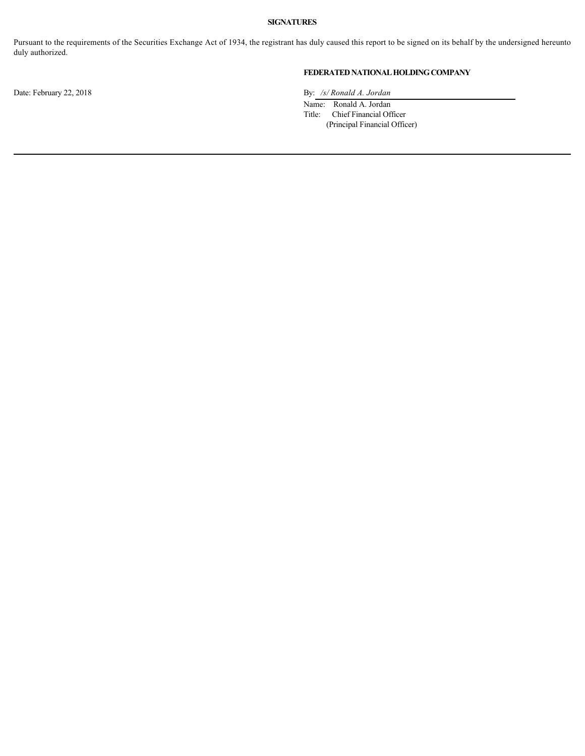**SIGNATURES**

Pursuant to the requirements of the Securities Exchange Act of 1934, the registrant has duly caused this report to be signed on its behalf by the undersigned hereunto duly authorized.

**FEDERATED NATIONAL HOLDING COMPANY**

Date: February 22, 2018

By: */s/ Ronald A. Jordan*

Name: Ronald A. Jordan

Title: Chief Financial Officer

(Principal Financial Officer)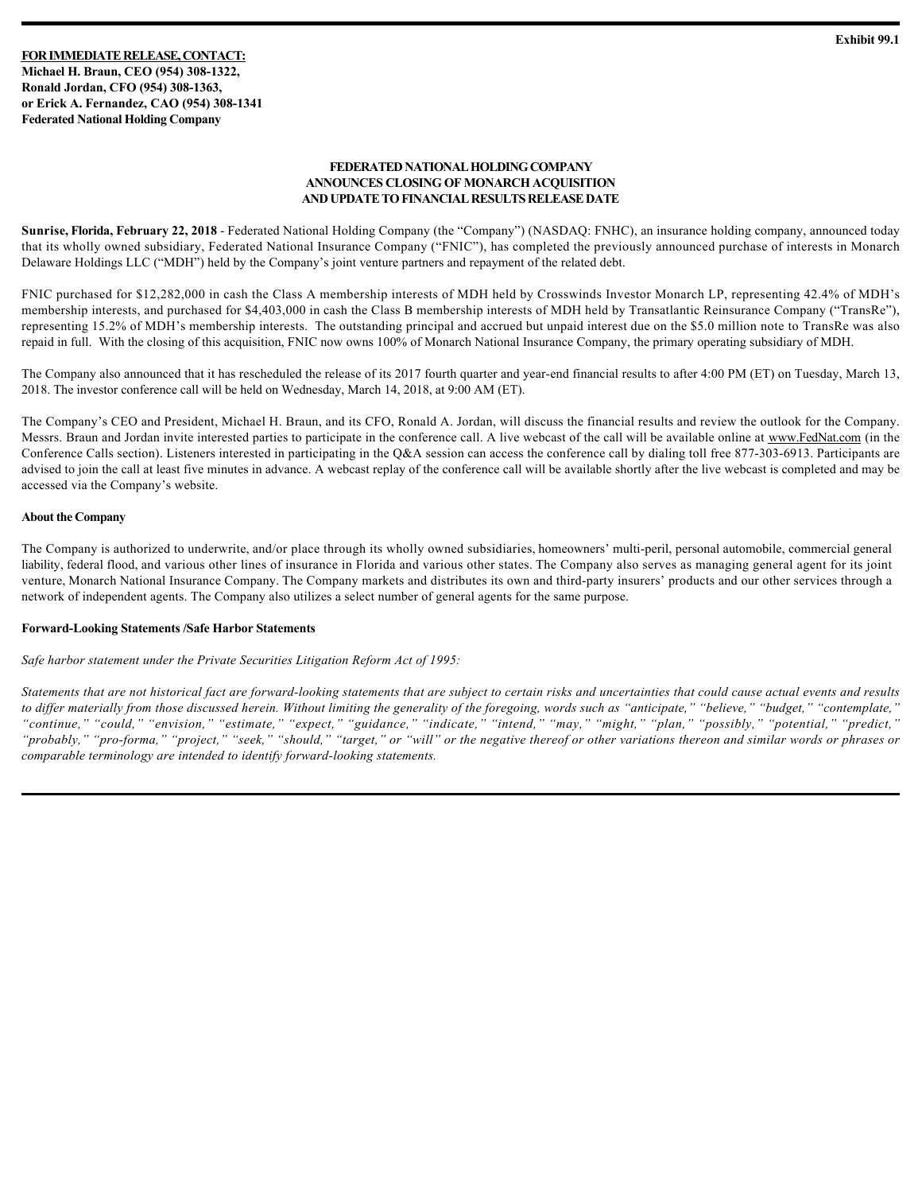Exhibit 99.1

**FOR IMMEDIATE RELEASE, CONTACT:**
**Michael H. Braun, CEO (954) 308-1322,**
**Ronald Jordan, CFO (954) 308-1363,**
**or Erick A. Fernandez, CAO (954) 308-1341**
**Federated National Holding Company**

# FEDERATED NATIONAL HOLDING COMPANY ANNOUNCES CLOSING OF MONARCH ACQUISITION AND UPDATE TO FINANCIAL RESULTS RELEASE DATE

**Sunrise, Florida, February 22, 2018** - Federated National Holding Company (the "Company") (NASDAQ: FNHC), an insurance holding company, announced today that its wholly owned subsidiary, Federated National Insurance Company ("FNIC"), has completed the previously announced purchase of interests in Monarch Delaware Holdings LLC ("MDH") held by the Company's joint venture partners and repayment of the related debt.

FNIC purchased for $12,282,000 in cash the Class A membership interests of MDH held by Crosswinds Investor Monarch LP, representing 42.4% of MDH's membership interests, and purchased for $4,403,000 in cash the Class B membership interests of MDH held by Transatlantic Reinsurance Company ("TransRe"), representing 15.2% of MDH's membership interests. The outstanding principal and accrued but unpaid interest due on the $5.0 million note to TransRe was also repaid in full. With the closing of this acquisition, FNIC now owns 100% of Monarch National Insurance Company, the primary operating subsidiary of MDH.

The Company also announced that it has rescheduled the release of its 2017 fourth quarter and year-end financial results to after 4:00 PM (ET) on Tuesday, March 13, 2018. The investor conference call will be held on Wednesday, March 14, 2018, at 9:00 AM (ET).

The Company's CEO and President, Michael H. Braun, and its CFO, Ronald A. Jordan, will discuss the financial results and review the outlook for the Company. Messrs. Braun and Jordan invite interested parties to participate in the conference call. A live webcast of the call will be available online at www.FedNat.com (in the Conference Calls section). Listeners interested in participating in the Q&A session can access the conference call by dialing toll free 877-303-6913. Participants are advised to join the call at least five minutes in advance. A webcast replay of the conference call will be available shortly after the live webcast is completed and may be accessed via the Company's website.

**About the Company**

The Company is authorized to underwrite, and/or place through its wholly owned subsidiaries, homeowners' multi-peril, personal automobile, commercial general liability, federal flood, and various other lines of insurance in Florida and various other states. The Company also serves as managing general agent for its joint venture, Monarch National Insurance Company. The Company markets and distributes its own and third-party insurers' products and our other services through a network of independent agents. The Company also utilizes a select number of general agents for the same purpose.

**Forward-Looking Statements /Safe Harbor Statements**

*Safe harbor statement under the Private Securities Litigation Reform Act of 1995:*

*Statements that are not historical fact are forward-looking statements that are subject to certain risks and uncertainties that could cause actual events and results to differ materially from those discussed herein. Without limiting the generality of the foregoing, words such as "anticipate," "believe," "budget," "contemplate," "continue," "could," "envision," "estimate," "expect," "guidance," "indicate," "intend," "may," "might," "plan," "possibly," "potential," "predict," "probably," "pro-forma," "project," "seek," "should," "target," or "will" or the negative thereof or other variations thereon and similar words or phrases or comparable terminology are intended to identify forward-looking statements.*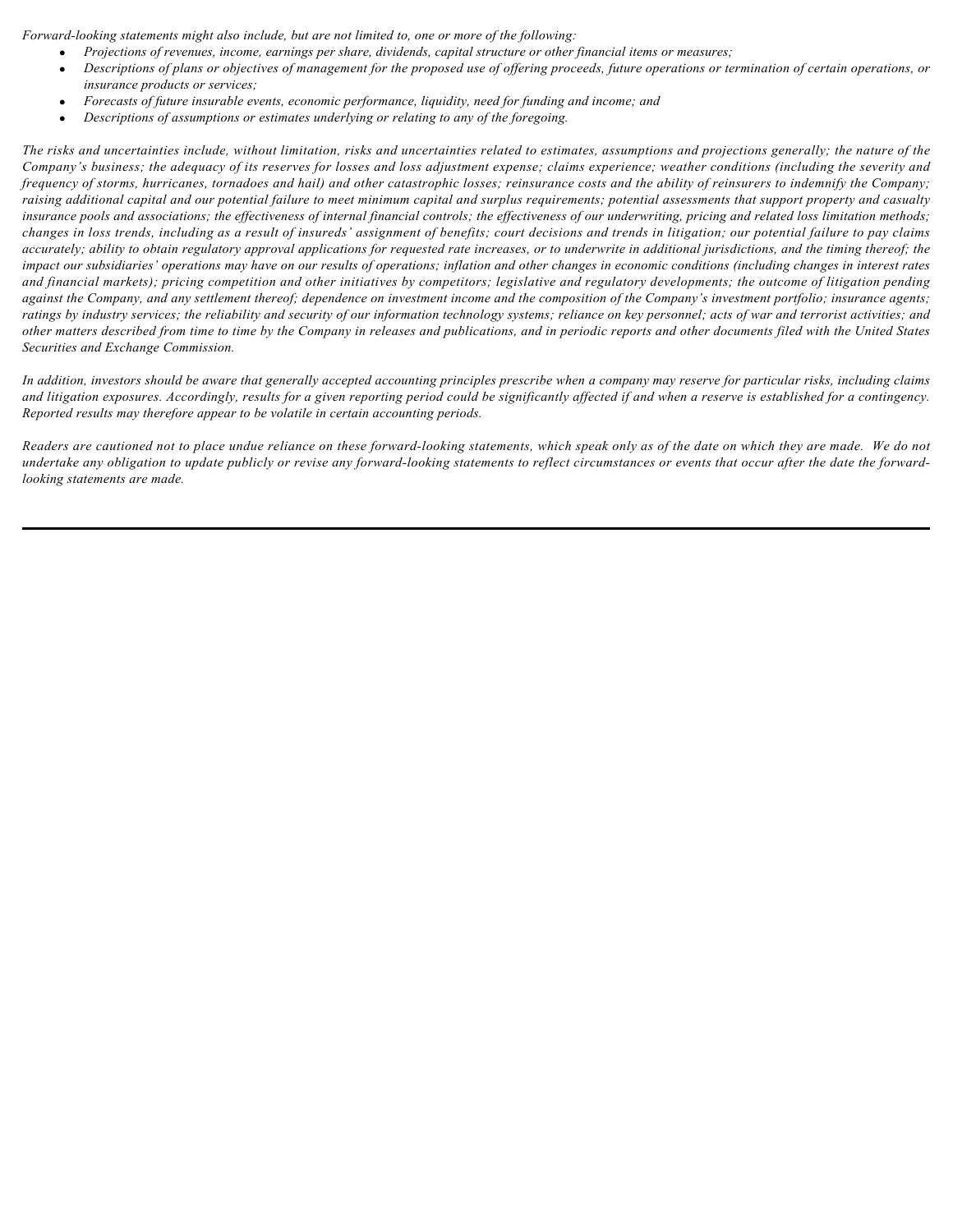*Forward-looking statements might also include, but are not limited to, one or more of the following:*

- *Projections of revenues, income, earnings per share, dividends, capital structure or other financial items or measures;*
- *Descriptions of plans or objectives of management for the proposed use of offering proceeds, future operations or termination of certain operations, or insurance products or services;*
- *Forecasts of future insurable events, economic performance, liquidity, need for funding and income; and*
- *Descriptions of assumptions or estimates underlying or relating to any of the foregoing.*

*The risks and uncertainties include, without limitation, risks and uncertainties related to estimates, assumptions and projections generally; the nature of the Company's business; the adequacy of its reserves for losses and loss adjustment expense; claims experience; weather conditions (including the severity and frequency of storms, hurricanes, tornadoes and hail) and other catastrophic losses; reinsurance costs and the ability of reinsurers to indemnify the Company; raising additional capital and our potential failure to meet minimum capital and surplus requirements; potential assessments that support property and casualty insurance pools and associations; the effectiveness of internal financial controls; the effectiveness of our underwriting, pricing and related loss limitation methods; changes in loss trends, including as a result of insureds' assignment of benefits; court decisions and trends in litigation; our potential failure to pay claims accurately; ability to obtain regulatory approval applications for requested rate increases, or to underwrite in additional jurisdictions, and the timing thereof; the impact our subsidiaries' operations may have on our results of operations; inflation and other changes in economic conditions (including changes in interest rates and financial markets); pricing competition and other initiatives by competitors; legislative and regulatory developments; the outcome of litigation pending against the Company, and any settlement thereof; dependence on investment income and the composition of the Company's investment portfolio; insurance agents; ratings by industry services; the reliability and security of our information technology systems; reliance on key personnel; acts of war and terrorist activities; and other matters described from time to time by the Company in releases and publications, and in periodic reports and other documents filed with the United States Securities and Exchange Commission.*

*In addition, investors should be aware that generally accepted accounting principles prescribe when a company may reserve for particular risks, including claims and litigation exposures. Accordingly, results for a given reporting period could be significantly affected if and when a reserve is established for a contingency. Reported results may therefore appear to be volatile in certain accounting periods.*

*Readers are cautioned not to place undue reliance on these forward-looking statements, which speak only as of the date on which they are made. We do not undertake any obligation to update publicly or revise any forward-looking statements to reflect circumstances or events that occur after the date the forward-looking statements are made.*